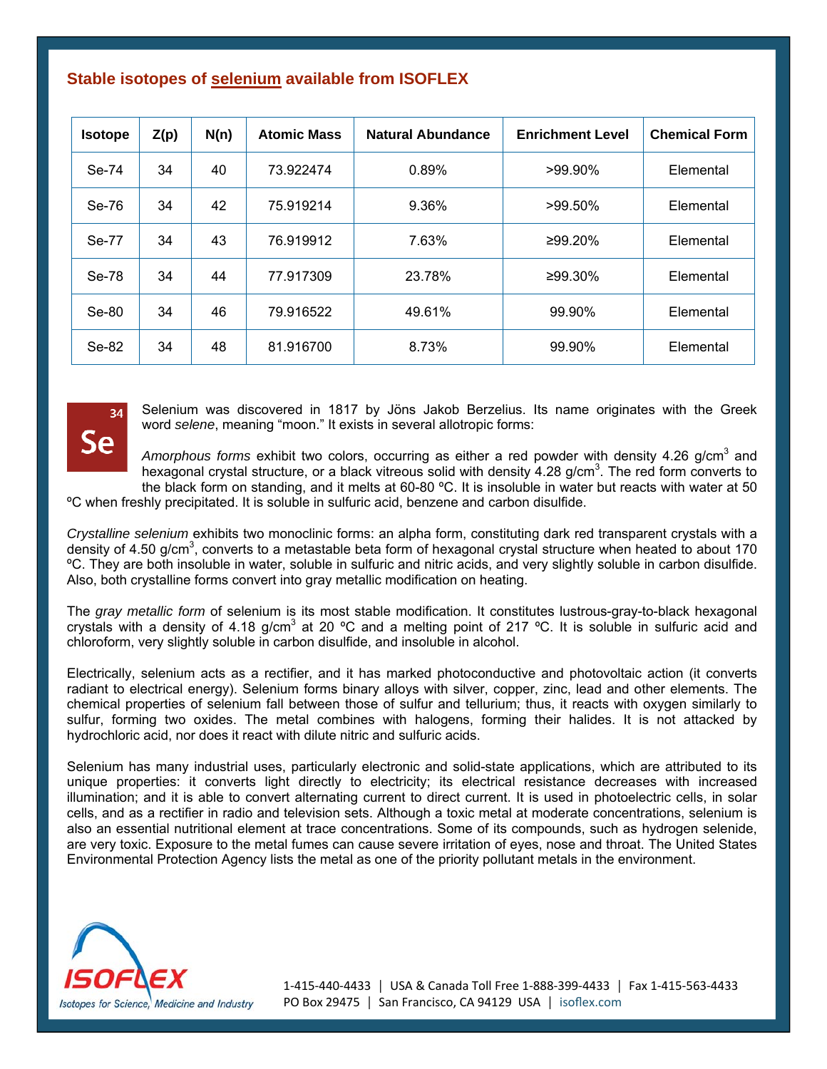## Stable isotopes of selenium available from ISOFLEX

| Isotope | Z(p) | N(n) | Atomic Mass | Natural Abundance | Enrichment Level | Chemical Form |
|---|---|---|---|---|---|---|
| Se-74 | 34 | 40 | 73.922474 | 0.89% | >99.90% | Elemental |
| Se-76 | 34 | 42 | 75.919214 | 9.36% | >99.50% | Elemental |
| Se-77 | 34 | 43 | 76.919912 | 7.63% | ≥99.20% | Elemental |
| Se-78 | 34 | 44 | 77.917309 | 23.78% | ≥99.30% | Elemental |
| Se-80 | 34 | 46 | 79.916522 | 49.61% | 99.90% | Elemental |
| Se-82 | 34 | 48 | 81.916700 | 8.73% | 99.90% | Elemental |

34 Se

Selenium was discovered in 1817 by Jöns Jakob Berzelius. Its name originates with the Greek word *selene*, meaning "moon." It exists in several allotropic forms:

*Amorphous forms* exhibit two colors, occurring as either a red powder with density 4.26 g/cm$^3$ and hexagonal crystal structure, or a black vitreous solid with density 4.28 g/cm$^3$. The red form converts to the black form on standing, and it melts at 60-80 ºC. It is insoluble in water but reacts with water at 50 ºC when freshly precipitated. It is soluble in sulfuric acid, benzene and carbon disulfide.

*Crystalline selenium* exhibits two monoclinic forms: an alpha form, constituting dark red transparent crystals with a density of 4.50 g/cm$^3$, converts to a metastable beta form of hexagonal crystal structure when heated to about 170 ºC. They are both insoluble in water, soluble in sulfuric and nitric acids, and very slightly soluble in carbon disulfide. Also, both crystalline forms convert into gray metallic modification on heating.

The *gray metallic form* of selenium is its most stable modification. It constitutes lustrous-gray-to-black hexagonal crystals with a density of 4.18 g/cm$^3$ at 20 ºC and a melting point of 217 ºC. It is soluble in sulfuric acid and chloroform, very slightly soluble in carbon disulfide, and insoluble in alcohol.

Electrically, selenium acts as a rectifier, and it has marked photoconductive and photovoltaic action (it converts radiant to electrical energy). Selenium forms binary alloys with silver, copper, zinc, lead and other elements. The chemical properties of selenium fall between those of sulfur and tellurium; thus, it reacts with oxygen similarly to sulfur, forming two oxides. The metal combines with halogens, forming their halides. It is not attacked by hydrochloric acid, nor does it react with dilute nitric and sulfuric acids.

Selenium has many industrial uses, particularly electronic and solid-state applications, which are attributed to its unique properties: it converts light directly to electricity; its electrical resistance decreases with increased illumination; and it is able to convert alternating current to direct current. It is used in photoelectric cells, in solar cells, and as a rectifier in radio and television sets. Although a toxic metal at moderate concentrations, selenium is also an essential nutritional element at trace concentrations. Some of its compounds, such as hydrogen selenide, are very toxic. Exposure to the metal fumes can cause severe irritation of eyes, nose and throat. The United States Environmental Protection Agency lists the metal as one of the priority pollutant metals in the environment.

ISOFLEX – Isotopes for Science, Medicine and Industry

1-415-440-4433 | USA & Canada Toll Free 1-888-399-4433 | Fax 1-415-563-4433
PO Box 29475 | San Francisco, CA 94129 USA | isoflex.com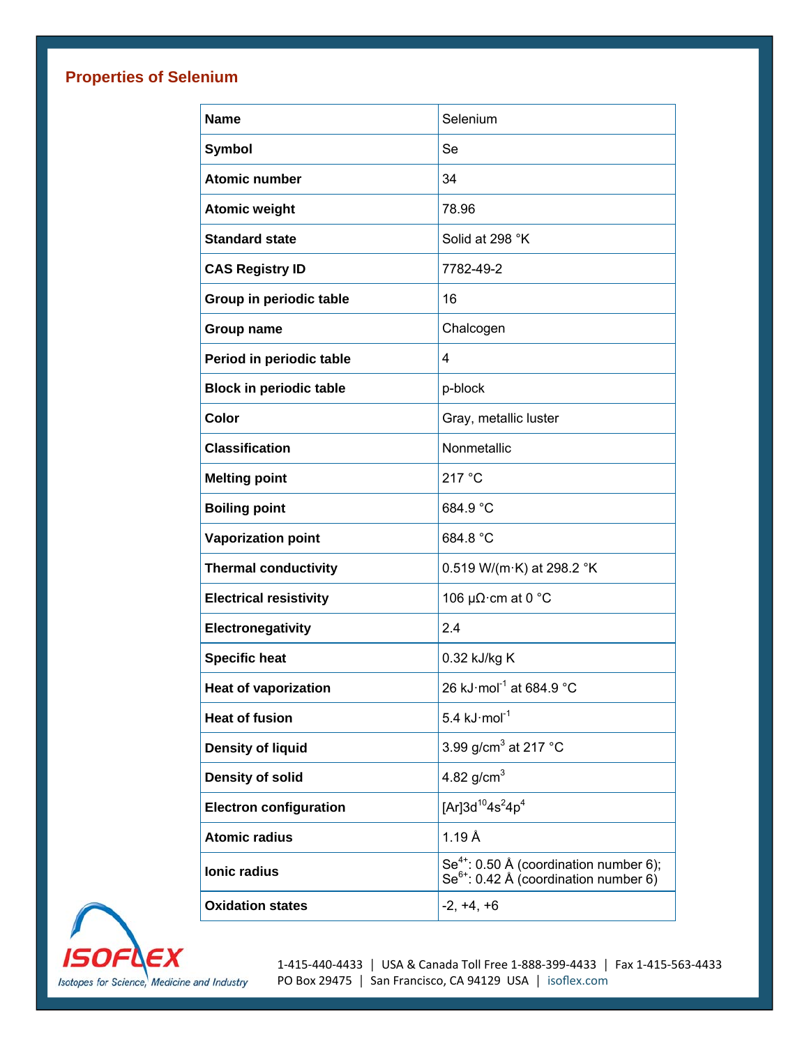## Properties of Selenium

| | |
|---|---|
| **Name** | Selenium |
| **Symbol** | Se |
| **Atomic number** | 34 |
| **Atomic weight** | 78.96 |
| **Standard state** | Solid at 298 °K |
| **CAS Registry ID** | 7782-49-2 |
| **Group in periodic table** | 16 |
| **Group name** | Chalcogen |
| **Period in periodic table** | 4 |
| **Block in periodic table** | p-block |
| **Color** | Gray, metallic luster |
| **Classification** | Nonmetallic |
| **Melting point** | 217 °C |
| **Boiling point** | 684.9 °C |
| **Vaporization point** | 684.8 °C |
| **Thermal conductivity** | 0.519 W/(m·K) at 298.2 °K |
| **Electrical resistivity** | 106 µΩ·cm at 0 °C |
| **Electronegativity** | 2.4 |
| **Specific heat** | 0.32 kJ/kg K |
| **Heat of vaporization** | 26 $kJ \cdot mol^{-1}$ at 684.9 °C |
| **Heat of fusion** | 5.4 $kJ \cdot mol^{-1}$ |
| **Density of liquid** | 3.99 $g/cm^3$ at 217 °C |
| **Density of solid** | 4.82 $g/cm^3$ |
| **Electron configuration** | $[Ar]3d^{10}4s^2 4p^4$ |
| **Atomic radius** | 1.19 Å |
| **Ionic radius** | $Se^{4+}$: 0.50 Å (coordination number 6); $Se^{6+}$: 0.42 Å (coordination number 6) |
| **Oxidation states** | -2, +4, +6 |

ISOFLEX Isotopes for Science, Medicine and Industry

1-415-440-4433 | USA & Canada Toll Free 1-888-399-4433 | Fax 1-415-563-4433
PO Box 29475 | San Francisco, CA 94129 USA | isoflex.com